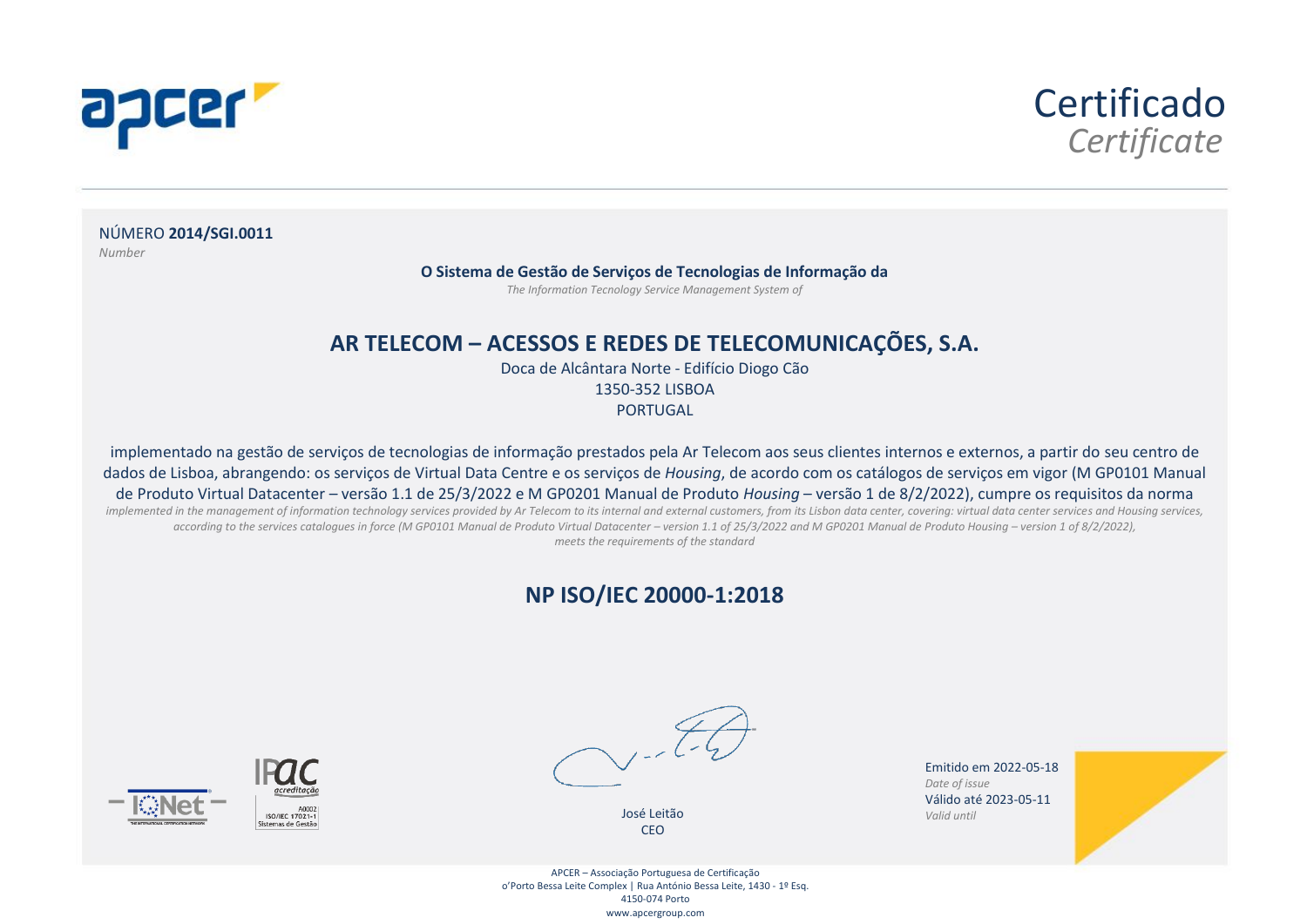apcer

# Certificado
*Certificate*

NÚMERO **2014/SGI.0011**
*Number*

**O Sistema de Gestão de Serviços de Tecnologias de Informação da**
*The Information Tecnology Service Management System of*

## AR TELECOM – ACESSOS E REDES DE TELECOMUNICAÇÕES, S.A.

Doca de Alcântara Norte - Edifício Diogo Cão
1350-352 LISBOA
PORTUGAL

implementado na gestão de serviços de tecnologias de informação prestados pela Ar Telecom aos seus clientes internos e externos, a partir do seu centro de dados de Lisboa, abrangendo: os serviços de Virtual Data Centre e os serviços de *Housing*, de acordo com os catálogos de serviços em vigor (M GP0101 Manual de Produto Virtual Datacenter – versão 1.1 de 25/3/2022 e M GP0201 Manual de Produto *Housing* – versão 1 de 8/2/2022), cumpre os requisitos da norma
*implemented in the management of information technology services provided by Ar Telecom to its internal and external customers, from its Lisbon data center, covering: virtual data center services and Housing services, according to the services catalogues in force (M GP0101 Manual de Produto Virtual Datacenter – version 1.1 of 25/3/2022 and M GP0201 Manual de Produto Housing – version 1 of 8/2/2022), meets the requirements of the standard*

## NP ISO/IEC 20000-1:2018

IQNet

IPAC acreditação
A0002
ISO/IEC 17021-1
Sistemas de Gestão

José Leitão
CEO

Emitido em 2022-05-18
*Date of issue*
Válido até 2023-05-11
*Valid until*

APCER – Associação Portuguesa de Certificação
o'Porto Bessa Leite Complex | Rua António Bessa Leite, 1430 - 1º Esq.
4150-074 Porto
www.apcergroup.com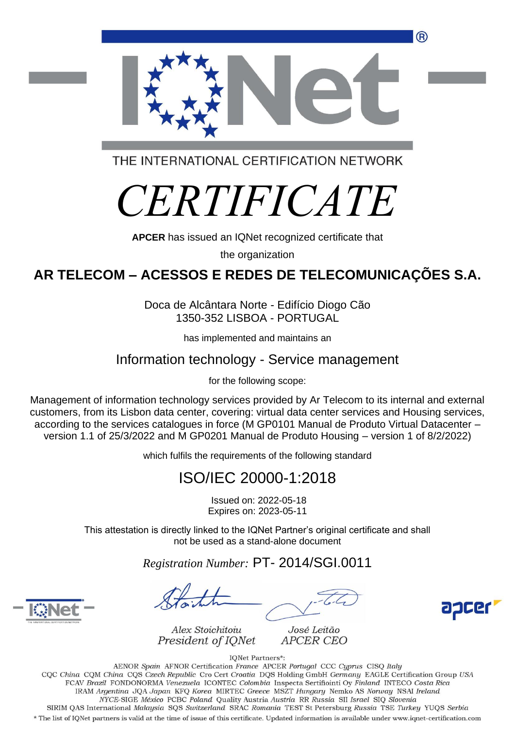THE INTERNATIONAL CERTIFICATION NETWORK

# *CERTIFICATE*

**APCER** has issued an IQNet recognized certificate that

the organization

## AR TELECOM – ACESSOS E REDES DE TELECOMUNICAÇÕES S.A.

Doca de Alcântara Norte - Edifício Diogo Cão
1350-352 LISBOA - PORTUGAL

has implemented and maintains an

### Information technology - Service management

for the following scope:

Management of information technology services provided by Ar Telecom to its internal and external customers, from its Lisbon data center, covering: virtual data center services and Housing services, according to the services catalogues in force (M GP0101 Manual de Produto Virtual Datacenter – version 1.1 of 25/3/2022 and M GP0201 Manual de Produto Housing – version 1 of 8/2/2022)

which fulfils the requirements of the following standard

## ISO/IEC 20000-1:2018

Issued on: 2022-05-18
Expires on: 2023-05-11

This attestation is directly linked to the IQNet Partner's original certificate and shall not be used as a stand-alone document

*Registration Number:* PT- 2014/SGI.0011

*Alex Stoichitoiu*
*President of IQNet*

*José Leitão*
*APCER CEO*

IQNet Partners*:

AENOR *Spain* AFNOR Certification *France* APCER *Portugal* CCC *Cyprus* CISQ *Italy*
CQC *China* CQM *China* CQS *Czech Republic* Cro Cert *Croatia* DQS Holding GmbH *Germany* EAGLE Certification Group *USA*
FCAV *Brazil* FONDONORMA *Venezuela* ICONTEC *Colombia* Inspecta Sertifiointi Oy *Finland* INTECO *Costa Rica*
IRAM *Argentina* JQA *Japan* KFQ *Korea* MIRTEC *Greece* MSZT *Hungary* Nemko AS *Norway* NSAI *Ireland*
*NYCE*-SIGE *México* PCBC *Poland* Quality Austria *Austria* RR *Russia* SII *Israel* SIQ *Slovenia*
SIRIM QAS International *Malaysia* SQS *Switzerland* SRAC *Romania* TEST St Petersburg *Russia* TSE *Turkey* YUQS *Serbia*

* The list of IQNet partners is valid at the time of issue of this certificate. Updated information is available under www.iqnet-certification.com